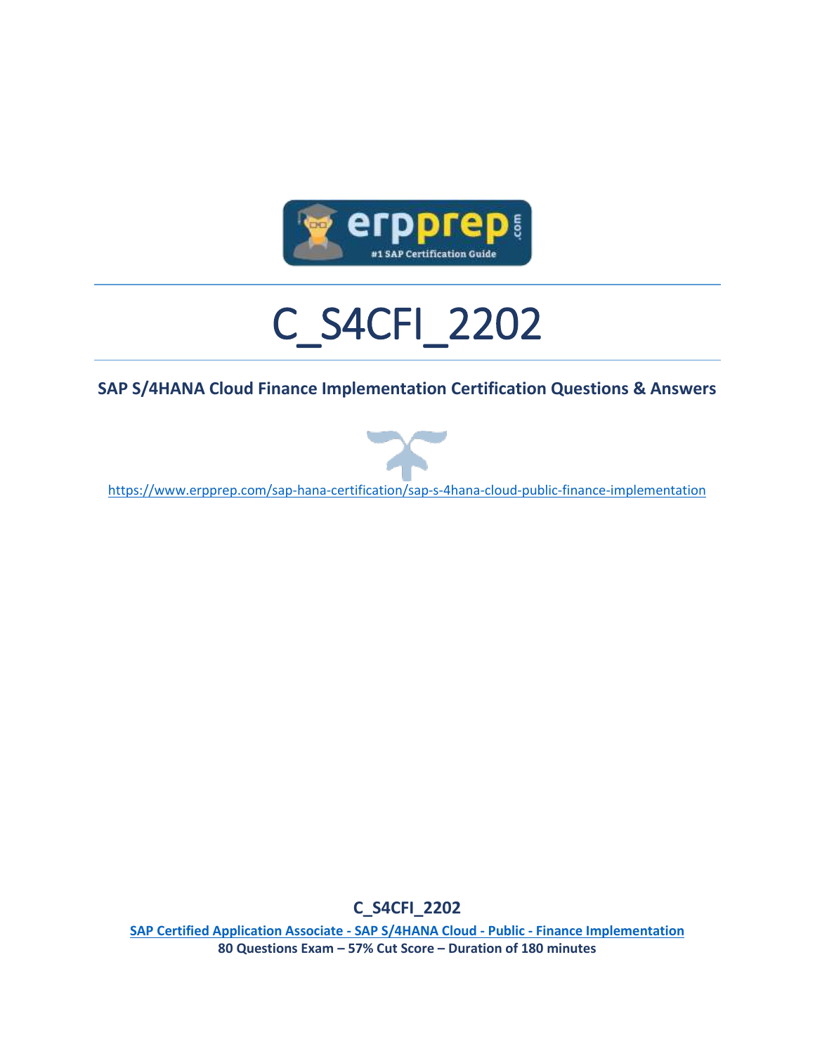# C_S4CFI_2202

**SAP S/4HANA Cloud Finance Implementation Certification Questions & Answers**

https://www.erpprep.com/sap-hana-certification/sap-s-4hana-cloud-public-finance-implementation

**C_S4CFI_2202**

**SAP Certified Application Associate - SAP S/4HANA Cloud - Public - Finance Implementation**

**80 Questions Exam – 57% Cut Score – Duration of 180 minutes**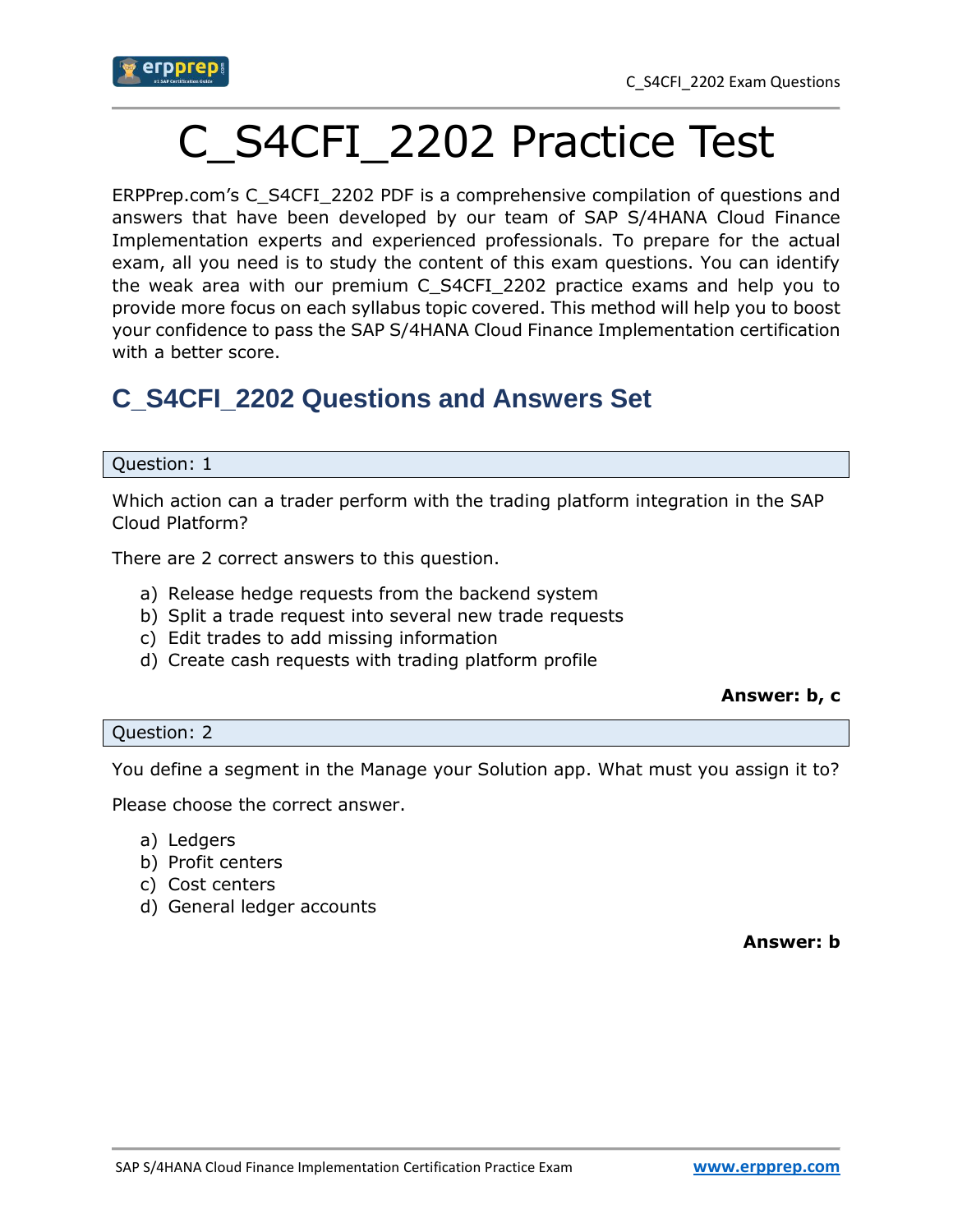# C_S4CFI_2202 Practice Test

ERPPrep.com's C_S4CFI_2202 PDF is a comprehensive compilation of questions and answers that have been developed by our team of SAP S/4HANA Cloud Finance Implementation experts and experienced professionals. To prepare for the actual exam, all you need is to study the content of this exam questions. You can identify the weak area with our premium C_S4CFI_2202 practice exams and help you to provide more focus on each syllabus topic covered. This method will help you to boost your confidence to pass the SAP S/4HANA Cloud Finance Implementation certification with a better score.

## C_S4CFI_2202 Questions and Answers Set

| Question: 1 |
|---|

Which action can a trader perform with the trading platform integration in the SAP Cloud Platform?

There are 2 correct answers to this question.

a) Release hedge requests from the backend system
b) Split a trade request into several new trade requests
c) Edit trades to add missing information
d) Create cash requests with trading platform profile

**Answer: b, c**

| Question: 2 |
|---|

You define a segment in the Manage your Solution app. What must you assign it to?

Please choose the correct answer.

a) Ledgers
b) Profit centers
c) Cost centers
d) General ledger accounts

**Answer: b**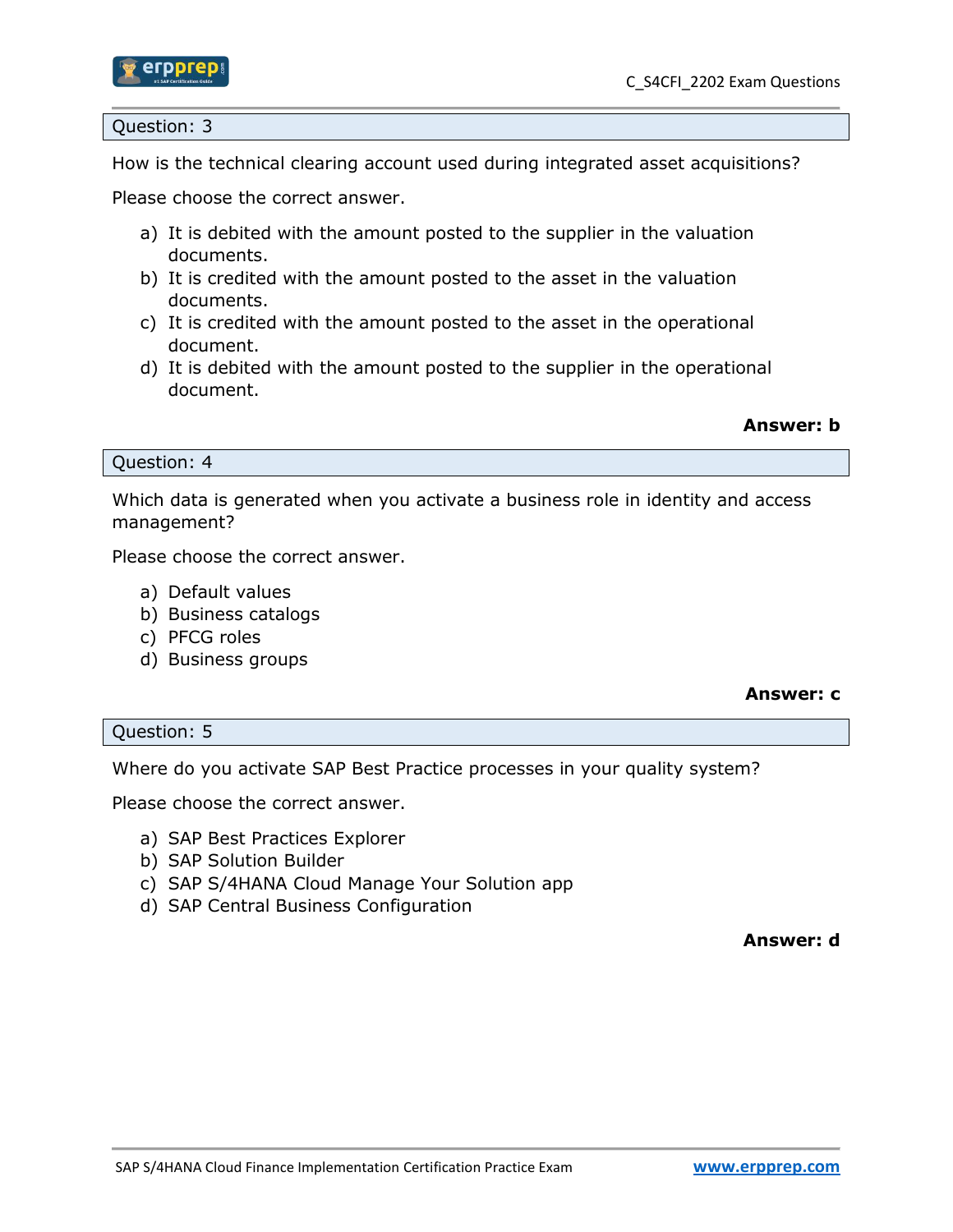### Question: 3

How is the technical clearing account used during integrated asset acquisitions?

Please choose the correct answer.

a) It is debited with the amount posted to the supplier in the valuation documents.
b) It is credited with the amount posted to the asset in the valuation documents.
c) It is credited with the amount posted to the asset in the operational document.
d) It is debited with the amount posted to the supplier in the operational document.

**Answer: b**

### Question: 4

Which data is generated when you activate a business role in identity and access management?

Please choose the correct answer.

a) Default values
b) Business catalogs
c) PFCG roles
d) Business groups

**Answer: c**

### Question: 5

Where do you activate SAP Best Practice processes in your quality system?

Please choose the correct answer.

a) SAP Best Practices Explorer
b) SAP Solution Builder
c) SAP S/4HANA Cloud Manage Your Solution app
d) SAP Central Business Configuration

**Answer: d**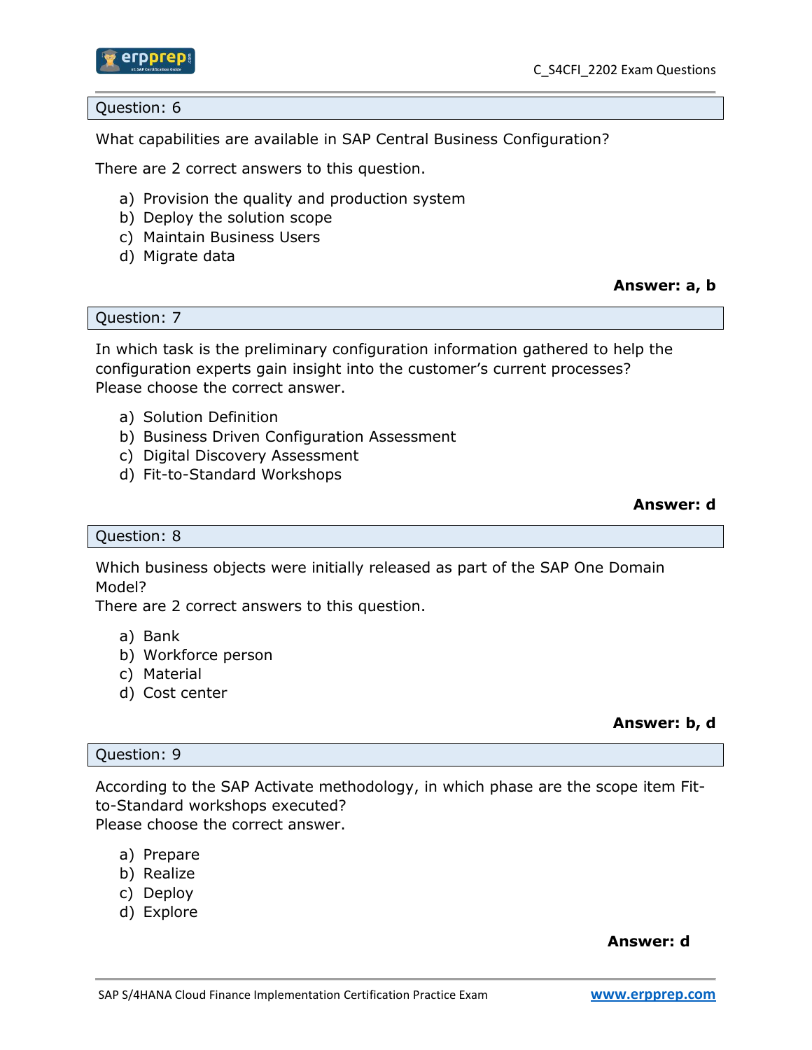## Question: 6

What capabilities are available in SAP Central Business Configuration?

There are 2 correct answers to this question.

a) Provision the quality and production system
b) Deploy the solution scope
c) Maintain Business Users
d) Migrate data

**Answer: a, b**

## Question: 7

In which task is the preliminary configuration information gathered to help the configuration experts gain insight into the customer's current processes?
Please choose the correct answer.

a) Solution Definition
b) Business Driven Configuration Assessment
c) Digital Discovery Assessment
d) Fit-to-Standard Workshops

**Answer: d**

## Question: 8

Which business objects were initially released as part of the SAP One Domain Model?
There are 2 correct answers to this question.

a) Bank
b) Workforce person
c) Material
d) Cost center

**Answer: b, d**

## Question: 9

According to the SAP Activate methodology, in which phase are the scope item Fit-to-Standard workshops executed?
Please choose the correct answer.

a) Prepare
b) Realize
c) Deploy
d) Explore

**Answer: d**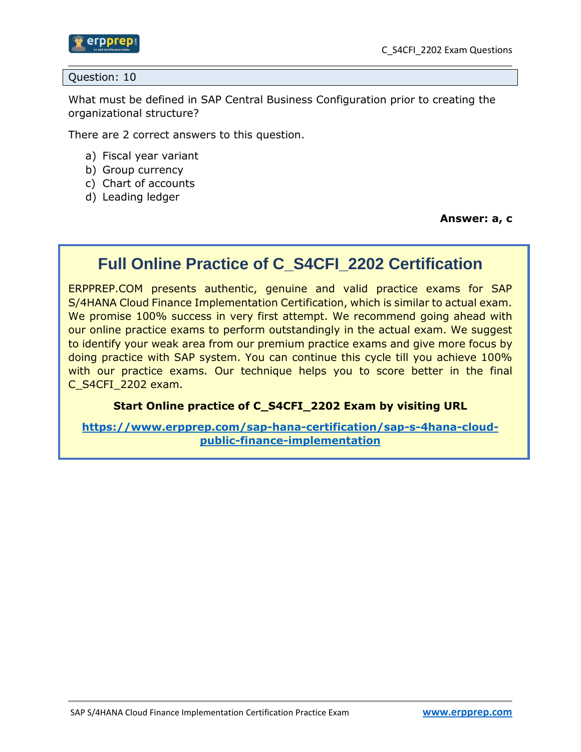Question: 10

What must be defined in SAP Central Business Configuration prior to creating the organizational structure?

There are 2 correct answers to this question.

a) Fiscal year variant
b) Group currency
c) Chart of accounts
d) Leading ledger

**Answer: a, c**

## Full Online Practice of C_S4CFI_2202 Certification

ERPPREP.COM presents authentic, genuine and valid practice exams for SAP S/4HANA Cloud Finance Implementation Certification, which is similar to actual exam. We promise 100% success in very first attempt. We recommend going ahead with our online practice exams to perform outstandingly in the actual exam. We suggest to identify your weak area from our premium practice exams and give more focus by doing practice with SAP system. You can continue this cycle till you achieve 100% with our practice exams. Our technique helps you to score better in the final C_S4CFI_2202 exam.

**Start Online practice of C_S4CFI_2202 Exam by visiting URL**

**https://www.erpprep.com/sap-hana-certification/sap-s-4hana-cloud-public-finance-implementation**